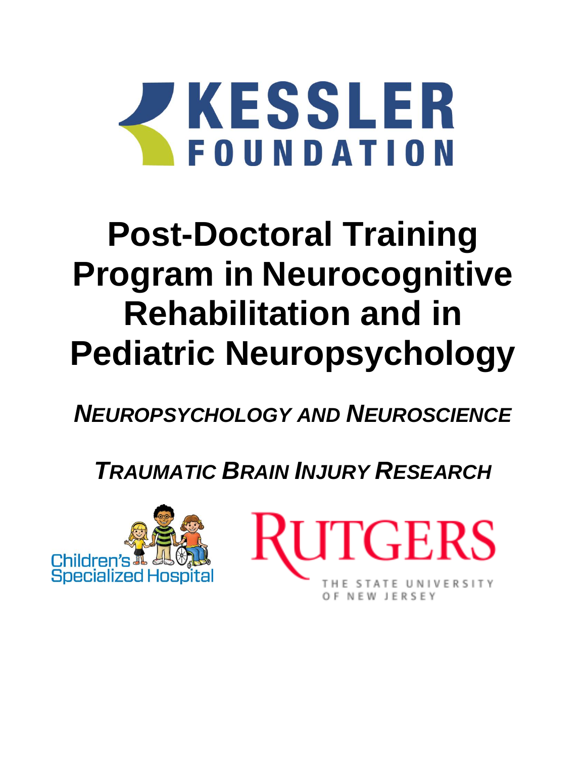KESSLER FOUNDATION

# Post-Doctoral Training Program in Neurocognitive Rehabilitation and in Pediatric Neuropsychology

***NEUROPSYCHOLOGY AND NEUROSCIENCE***

***TRAUMATIC BRAIN INJURY RESEARCH***

Children's Specialized Hospital

RUTGERS
THE STATE UNIVERSITY OF NEW JERSEY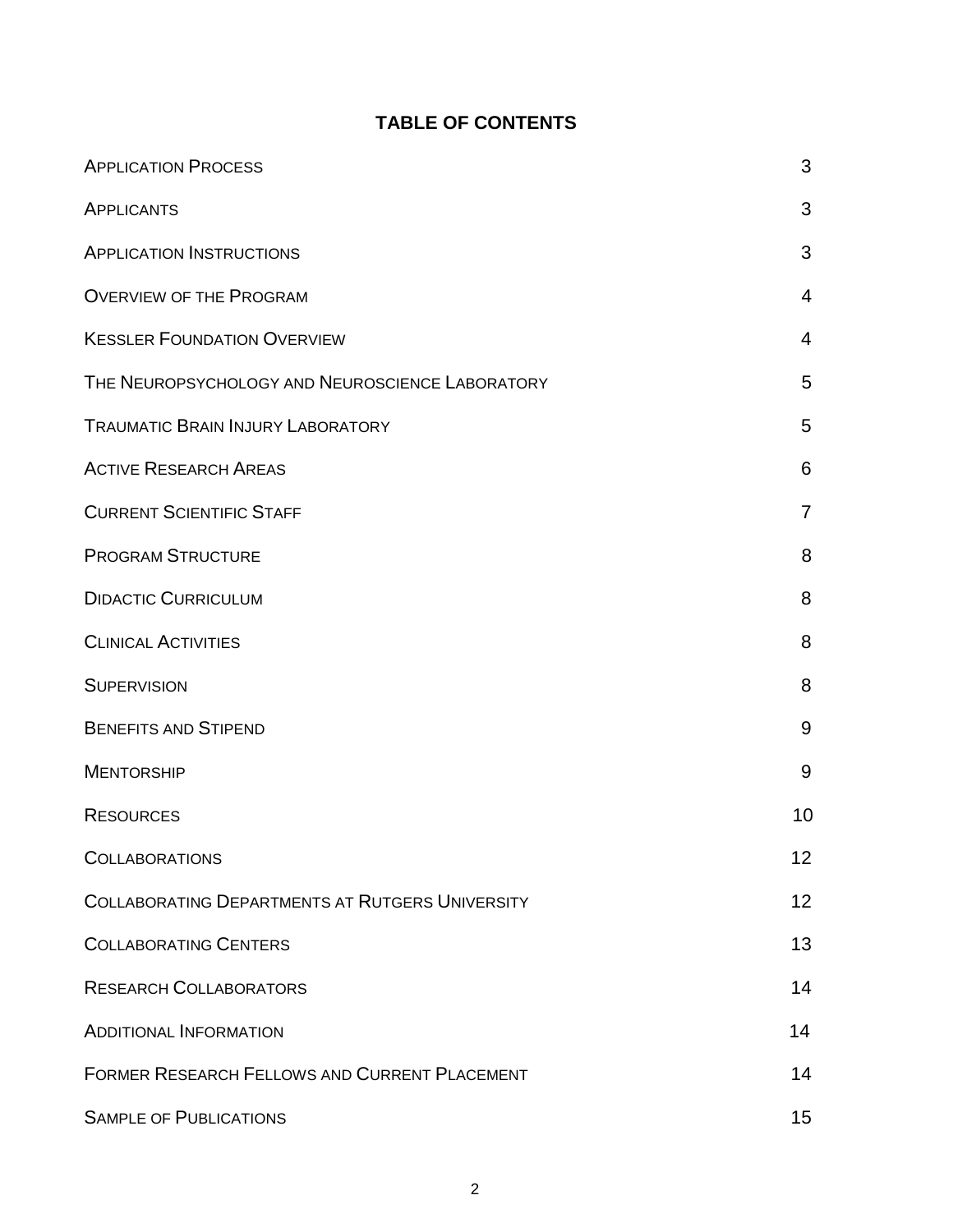# TABLE OF CONTENTS

| | |
|---|---|
| Application Process | 3 |
| Applicants | 3 |
| Application Instructions | 3 |
| Overview of the Program | 4 |
| Kessler Foundation Overview | 4 |
| The Neuropsychology and Neuroscience Laboratory | 5 |
| Traumatic Brain Injury Laboratory | 5 |
| Active Research Areas | 6 |
| Current Scientific Staff | 7 |
| Program Structure | 8 |
| Didactic Curriculum | 8 |
| Clinical Activities | 8 |
| Supervision | 8 |
| Benefits and Stipend | 9 |
| Mentorship | 9 |
| Resources | 10 |
| Collaborations | 12 |
| Collaborating Departments at Rutgers University | 12 |
| Collaborating Centers | 13 |
| Research Collaborators | 14 |
| Additional Information | 14 |
| Former Research Fellows and Current Placement | 14 |
| Sample of Publications | 15 |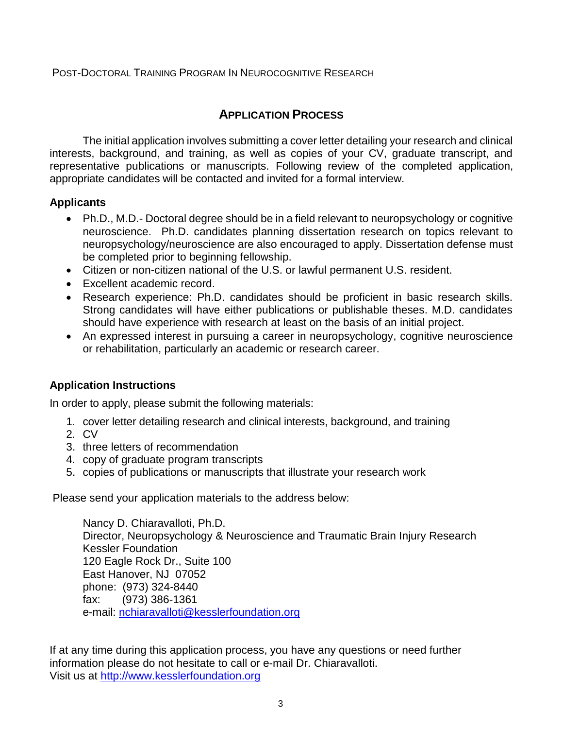Post-Doctoral Training Program In Neurocognitive Research

## Application Process

The initial application involves submitting a cover letter detailing your research and clinical interests, background, and training, as well as copies of your CV, graduate transcript, and representative publications or manuscripts. Following review of the completed application, appropriate candidates will be contacted and invited for a formal interview.

### Applicants

- Ph.D., M.D.- Doctoral degree should be in a field relevant to neuropsychology or cognitive neuroscience. Ph.D. candidates planning dissertation research on topics relevant to neuropsychology/neuroscience are also encouraged to apply. Dissertation defense must be completed prior to beginning fellowship.
- Citizen or non-citizen national of the U.S. or lawful permanent U.S. resident.
- Excellent academic record.
- Research experience: Ph.D. candidates should be proficient in basic research skills. Strong candidates will have either publications or publishable theses. M.D. candidates should have experience with research at least on the basis of an initial project.
- An expressed interest in pursuing a career in neuropsychology, cognitive neuroscience or rehabilitation, particularly an academic or research career.

### Application Instructions

In order to apply, please submit the following materials:

1. cover letter detailing research and clinical interests, background, and training
2. CV
3. three letters of recommendation
4. copy of graduate program transcripts
5. copies of publications or manuscripts that illustrate your research work

Please send your application materials to the address below:

Nancy D. Chiaravalloti, Ph.D.
Director, Neuropsychology & Neuroscience and Traumatic Brain Injury Research
Kessler Foundation
120 Eagle Rock Dr., Suite 100
East Hanover, NJ 07052
phone: (973) 324-8440
fax: (973) 386-1361
e-mail: nchiaravalloti@kesslerfoundation.org

If at any time during this application process, you have any questions or need further information please do not hesitate to call or e-mail Dr. Chiaravalloti.
Visit us at http://www.kesslerfoundation.org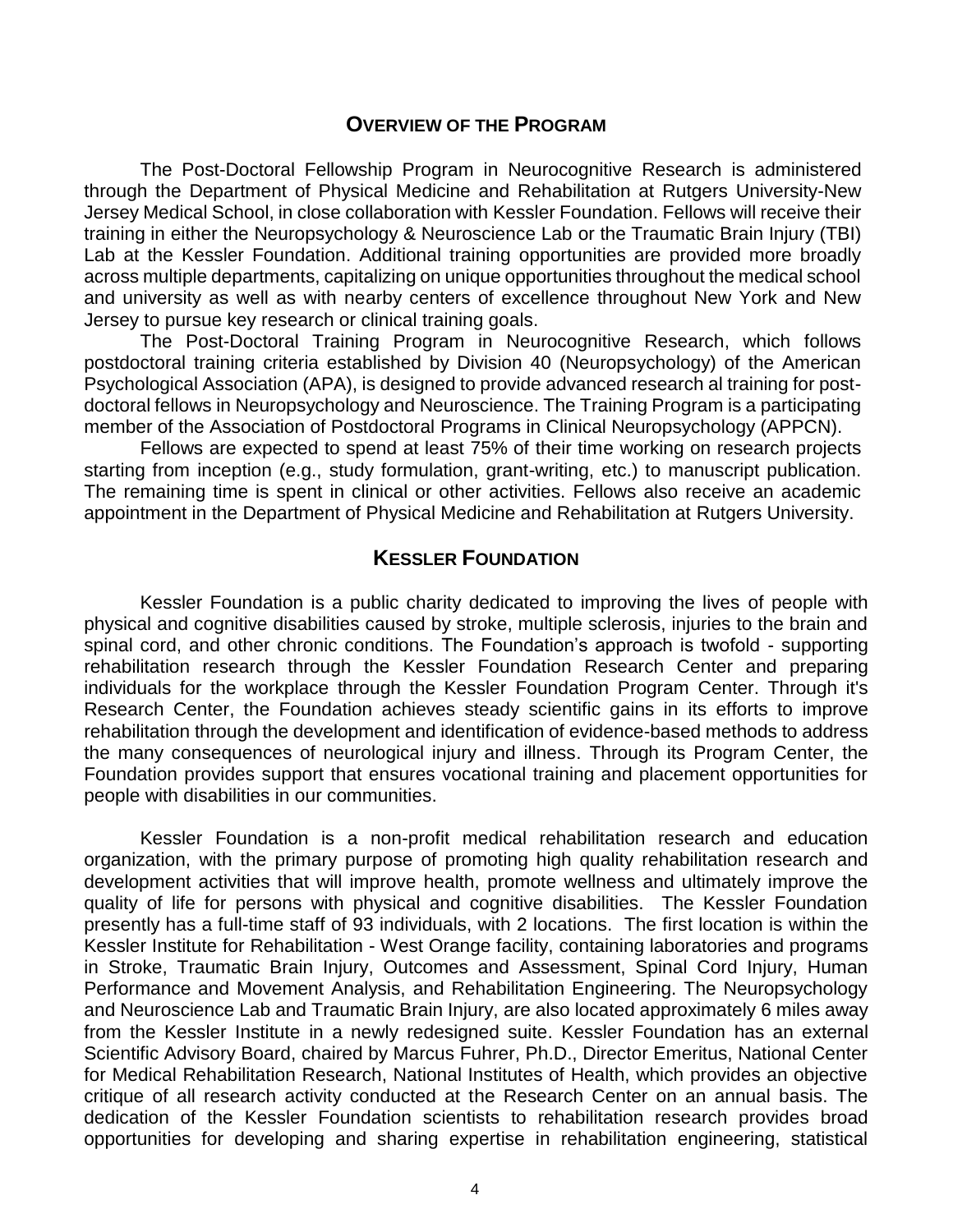## Overview of the Program

The Post-Doctoral Fellowship Program in Neurocognitive Research is administered through the Department of Physical Medicine and Rehabilitation at Rutgers University-New Jersey Medical School, in close collaboration with Kessler Foundation. Fellows will receive their training in either the Neuropsychology & Neuroscience Lab or the Traumatic Brain Injury (TBI) Lab at the Kessler Foundation. Additional training opportunities are provided more broadly across multiple departments, capitalizing on unique opportunities throughout the medical school and university as well as with nearby centers of excellence throughout New York and New Jersey to pursue key research or clinical training goals.

The Post-Doctoral Training Program in Neurocognitive Research, which follows postdoctoral training criteria established by Division 40 (Neuropsychology) of the American Psychological Association (APA), is designed to provide advanced research al training for post-doctoral fellows in Neuropsychology and Neuroscience. The Training Program is a participating member of the Association of Postdoctoral Programs in Clinical Neuropsychology (APPCN).

Fellows are expected to spend at least 75% of their time working on research projects starting from inception (e.g., study formulation, grant-writing, etc.) to manuscript publication. The remaining time is spent in clinical or other activities. Fellows also receive an academic appointment in the Department of Physical Medicine and Rehabilitation at Rutgers University.

## Kessler Foundation

Kessler Foundation is a public charity dedicated to improving the lives of people with physical and cognitive disabilities caused by stroke, multiple sclerosis, injuries to the brain and spinal cord, and other chronic conditions. The Foundation's approach is twofold - supporting rehabilitation research through the Kessler Foundation Research Center and preparing individuals for the workplace through the Kessler Foundation Program Center. Through it's Research Center, the Foundation achieves steady scientific gains in its efforts to improve rehabilitation through the development and identification of evidence-based methods to address the many consequences of neurological injury and illness. Through its Program Center, the Foundation provides support that ensures vocational training and placement opportunities for people with disabilities in our communities.

Kessler Foundation is a non-profit medical rehabilitation research and education organization, with the primary purpose of promoting high quality rehabilitation research and development activities that will improve health, promote wellness and ultimately improve the quality of life for persons with physical and cognitive disabilities. The Kessler Foundation presently has a full-time staff of 93 individuals, with 2 locations. The first location is within the Kessler Institute for Rehabilitation - West Orange facility, containing laboratories and programs in Stroke, Traumatic Brain Injury, Outcomes and Assessment, Spinal Cord Injury, Human Performance and Movement Analysis, and Rehabilitation Engineering. The Neuropsychology and Neuroscience Lab and Traumatic Brain Injury, are also located approximately 6 miles away from the Kessler Institute in a newly redesigned suite. Kessler Foundation has an external Scientific Advisory Board, chaired by Marcus Fuhrer, Ph.D., Director Emeritus, National Center for Medical Rehabilitation Research, National Institutes of Health, which provides an objective critique of all research activity conducted at the Research Center on an annual basis. The dedication of the Kessler Foundation scientists to rehabilitation research provides broad opportunities for developing and sharing expertise in rehabilitation engineering, statistical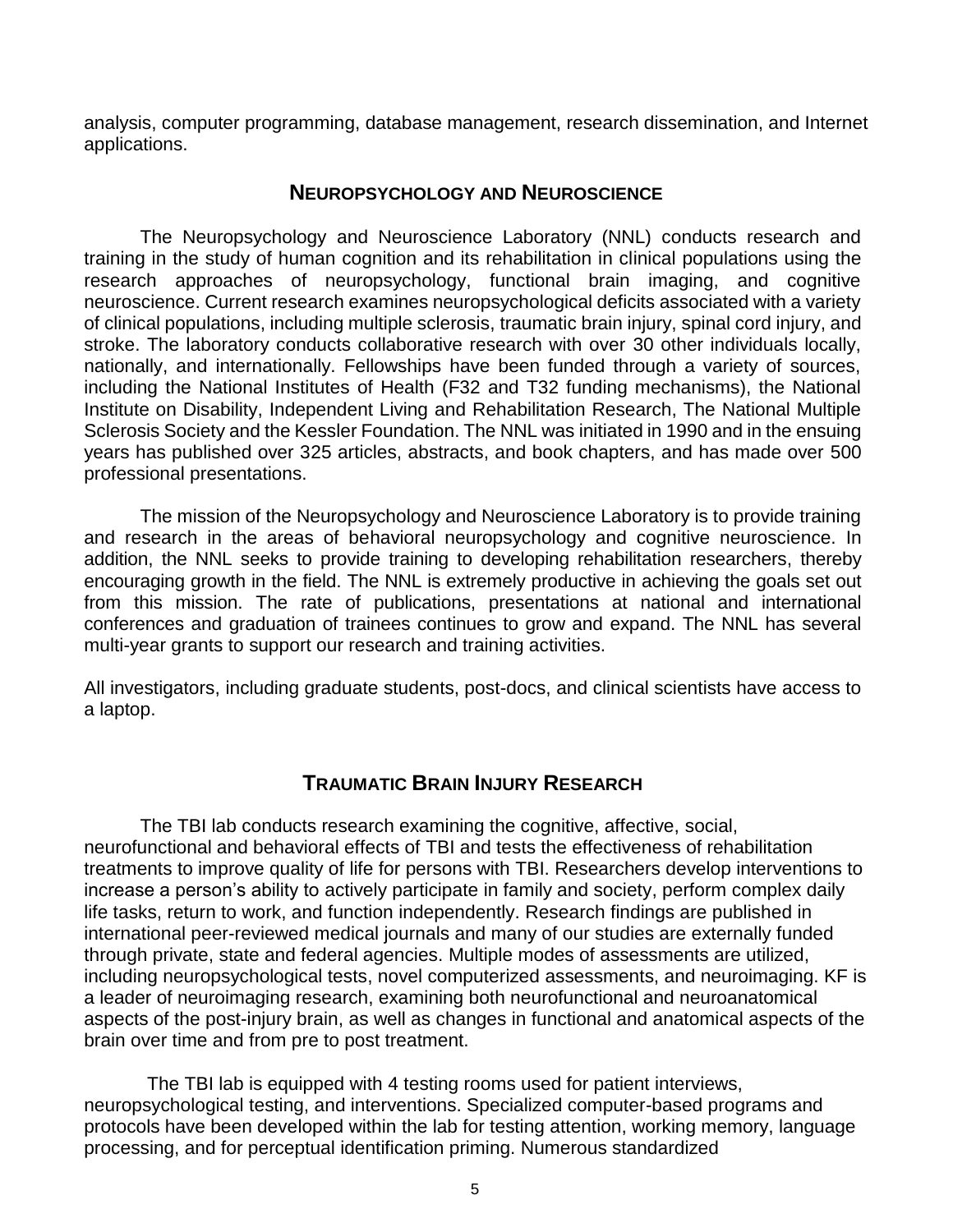analysis, computer programming, database management, research dissemination, and Internet applications.

## NEUROPSYCHOLOGY AND NEUROSCIENCE

The Neuropsychology and Neuroscience Laboratory (NNL) conducts research and training in the study of human cognition and its rehabilitation in clinical populations using the research approaches of neuropsychology, functional brain imaging, and cognitive neuroscience. Current research examines neuropsychological deficits associated with a variety of clinical populations, including multiple sclerosis, traumatic brain injury, spinal cord injury, and stroke. The laboratory conducts collaborative research with over 30 other individuals locally, nationally, and internationally. Fellowships have been funded through a variety of sources, including the National Institutes of Health (F32 and T32 funding mechanisms), the National Institute on Disability, Independent Living and Rehabilitation Research, The National Multiple Sclerosis Society and the Kessler Foundation. The NNL was initiated in 1990 and in the ensuing years has published over 325 articles, abstracts, and book chapters, and has made over 500 professional presentations.

The mission of the Neuropsychology and Neuroscience Laboratory is to provide training and research in the areas of behavioral neuropsychology and cognitive neuroscience. In addition, the NNL seeks to provide training to developing rehabilitation researchers, thereby encouraging growth in the field. The NNL is extremely productive in achieving the goals set out from this mission. The rate of publications, presentations at national and international conferences and graduation of trainees continues to grow and expand. The NNL has several multi-year grants to support our research and training activities.

All investigators, including graduate students, post-docs, and clinical scientists have access to a laptop.

## TRAUMATIC BRAIN INJURY RESEARCH

The TBI lab conducts research examining the cognitive, affective, social, neurofunctional and behavioral effects of TBI and tests the effectiveness of rehabilitation treatments to improve quality of life for persons with TBI. Researchers develop interventions to increase a person's ability to actively participate in family and society, perform complex daily life tasks, return to work, and function independently. Research findings are published in international peer-reviewed medical journals and many of our studies are externally funded through private, state and federal agencies. Multiple modes of assessments are utilized, including neuropsychological tests, novel computerized assessments, and neuroimaging. KF is a leader of neuroimaging research, examining both neurofunctional and neuroanatomical aspects of the post-injury brain, as well as changes in functional and anatomical aspects of the brain over time and from pre to post treatment.

The TBI lab is equipped with 4 testing rooms used for patient interviews, neuropsychological testing, and interventions. Specialized computer-based programs and protocols have been developed within the lab for testing attention, working memory, language processing, and for perceptual identification priming. Numerous standardized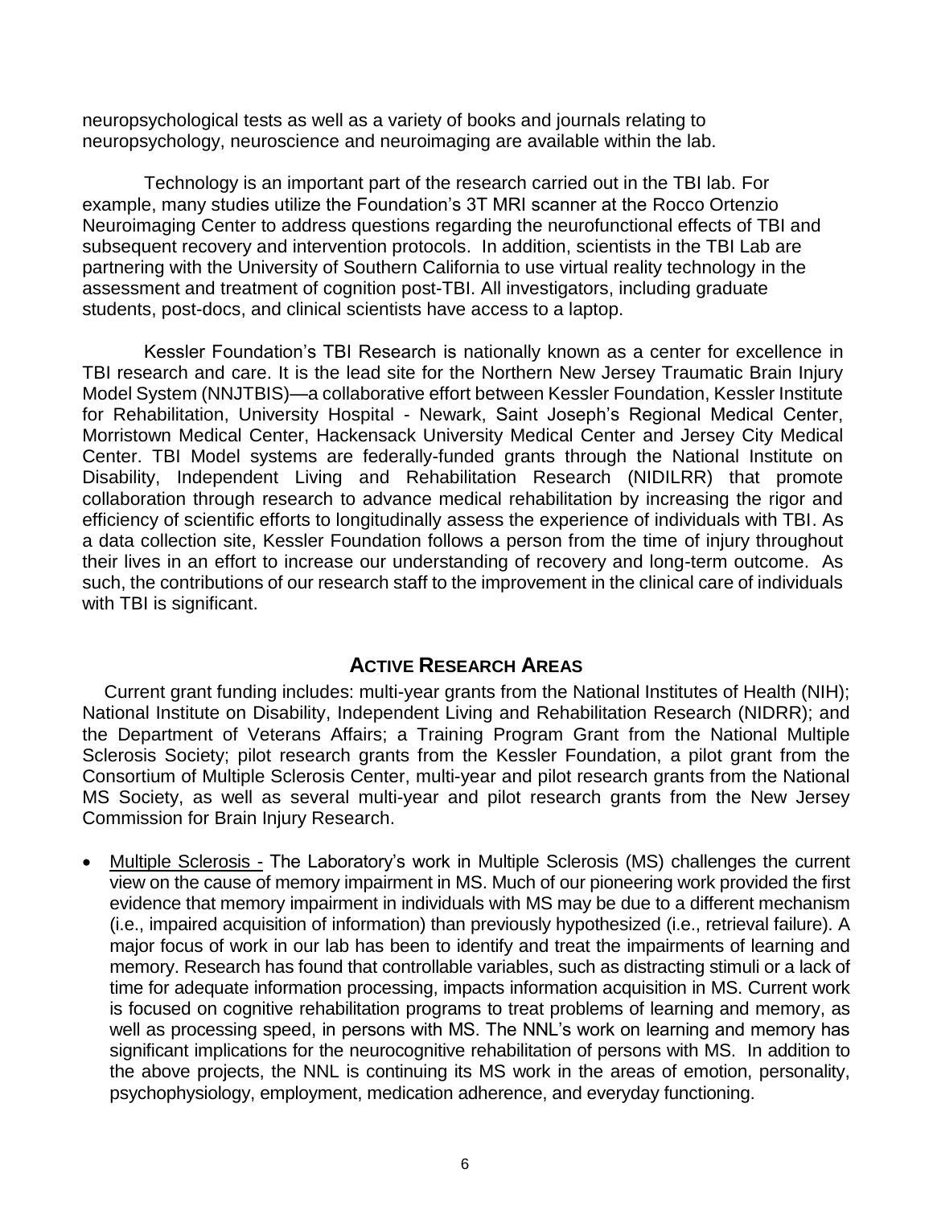neuropsychological tests as well as a variety of books and journals relating to neuropsychology, neuroscience and neuroimaging are available within the lab.

Technology is an important part of the research carried out in the TBI lab. For example, many studies utilize the Foundation's 3T MRI scanner at the Rocco Ortenzio Neuroimaging Center to address questions regarding the neurofunctional effects of TBI and subsequent recovery and intervention protocols. In addition, scientists in the TBI Lab are partnering with the University of Southern California to use virtual reality technology in the assessment and treatment of cognition post-TBI. All investigators, including graduate students, post-docs, and clinical scientists have access to a laptop.

Kessler Foundation's TBI Research is nationally known as a center for excellence in TBI research and care. It is the lead site for the Northern New Jersey Traumatic Brain Injury Model System (NNJTBIS)—a collaborative effort between Kessler Foundation, Kessler Institute for Rehabilitation, University Hospital - Newark, Saint Joseph's Regional Medical Center, Morristown Medical Center, Hackensack University Medical Center and Jersey City Medical Center. TBI Model systems are federally-funded grants through the National Institute on Disability, Independent Living and Rehabilitation Research (NIDILRR) that promote collaboration through research to advance medical rehabilitation by increasing the rigor and efficiency of scientific efforts to longitudinally assess the experience of individuals with TBI. As a data collection site, Kessler Foundation follows a person from the time of injury throughout their lives in an effort to increase our understanding of recovery and long-term outcome. As such, the contributions of our research staff to the improvement in the clinical care of individuals with TBI is significant.

## ACTIVE RESEARCH AREAS

Current grant funding includes: multi-year grants from the National Institutes of Health (NIH); National Institute on Disability, Independent Living and Rehabilitation Research (NIDRR); and the Department of Veterans Affairs; a Training Program Grant from the National Multiple Sclerosis Society; pilot research grants from the Kessler Foundation, a pilot grant from the Consortium of Multiple Sclerosis Center, multi-year and pilot research grants from the National MS Society, as well as several multi-year and pilot research grants from the New Jersey Commission for Brain Injury Research.

- Multiple Sclerosis - The Laboratory's work in Multiple Sclerosis (MS) challenges the current view on the cause of memory impairment in MS. Much of our pioneering work provided the first evidence that memory impairment in individuals with MS may be due to a different mechanism (i.e., impaired acquisition of information) than previously hypothesized (i.e., retrieval failure). A major focus of work in our lab has been to identify and treat the impairments of learning and memory. Research has found that controllable variables, such as distracting stimuli or a lack of time for adequate information processing, impacts information acquisition in MS. Current work is focused on cognitive rehabilitation programs to treat problems of learning and memory, as well as processing speed, in persons with MS. The NNL's work on learning and memory has significant implications for the neurocognitive rehabilitation of persons with MS. In addition to the above projects, the NNL is continuing its MS work in the areas of emotion, personality, psychophysiology, employment, medication adherence, and everyday functioning.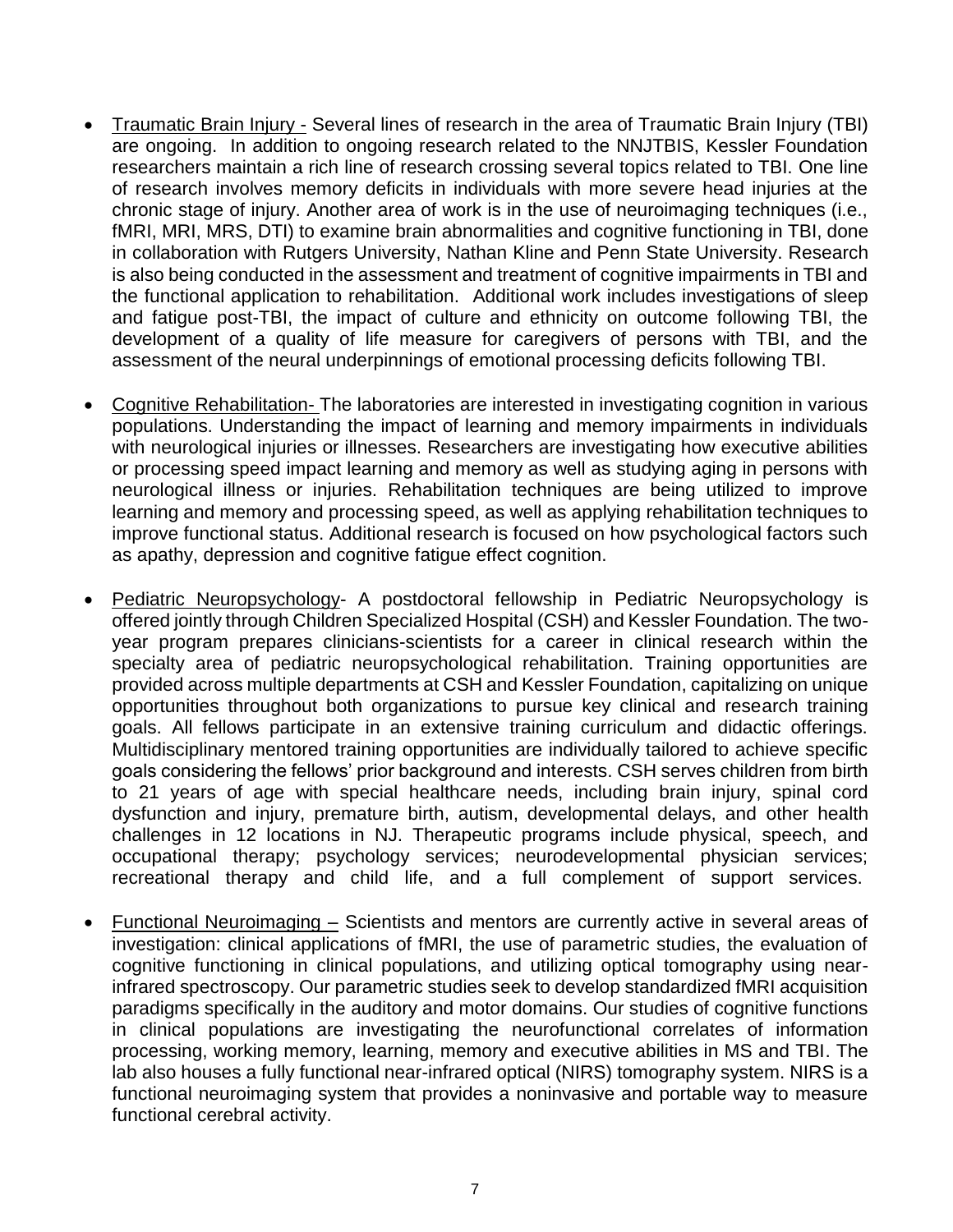- Traumatic Brain Injury - Several lines of research in the area of Traumatic Brain Injury (TBI) are ongoing. In addition to ongoing research related to the NNJTBIS, Kessler Foundation researchers maintain a rich line of research crossing several topics related to TBI. One line of research involves memory deficits in individuals with more severe head injuries at the chronic stage of injury. Another area of work is in the use of neuroimaging techniques (i.e., fMRI, MRI, MRS, DTI) to examine brain abnormalities and cognitive functioning in TBI, done in collaboration with Rutgers University, Nathan Kline and Penn State University. Research is also being conducted in the assessment and treatment of cognitive impairments in TBI and the functional application to rehabilitation. Additional work includes investigations of sleep and fatigue post-TBI, the impact of culture and ethnicity on outcome following TBI, the development of a quality of life measure for caregivers of persons with TBI, and the assessment of the neural underpinnings of emotional processing deficits following TBI.

- Cognitive Rehabilitation- The laboratories are interested in investigating cognition in various populations. Understanding the impact of learning and memory impairments in individuals with neurological injuries or illnesses. Researchers are investigating how executive abilities or processing speed impact learning and memory as well as studying aging in persons with neurological illness or injuries. Rehabilitation techniques are being utilized to improve learning and memory and processing speed, as well as applying rehabilitation techniques to improve functional status. Additional research is focused on how psychological factors such as apathy, depression and cognitive fatigue effect cognition.

- Pediatric Neuropsychology- A postdoctoral fellowship in Pediatric Neuropsychology is offered jointly through Children Specialized Hospital (CSH) and Kessler Foundation. The two-year program prepares clinicians-scientists for a career in clinical research within the specialty area of pediatric neuropsychological rehabilitation. Training opportunities are provided across multiple departments at CSH and Kessler Foundation, capitalizing on unique opportunities throughout both organizations to pursue key clinical and research training goals. All fellows participate in an extensive training curriculum and didactic offerings. Multidisciplinary mentored training opportunities are individually tailored to achieve specific goals considering the fellows' prior background and interests. CSH serves children from birth to 21 years of age with special healthcare needs, including brain injury, spinal cord dysfunction and injury, premature birth, autism, developmental delays, and other health challenges in 12 locations in NJ. Therapeutic programs include physical, speech, and occupational therapy; psychology services; neurodevelopmental physician services; recreational therapy and child life, and a full complement of support services.

- Functional Neuroimaging – Scientists and mentors are currently active in several areas of investigation: clinical applications of fMRI, the use of parametric studies, the evaluation of cognitive functioning in clinical populations, and utilizing optical tomography using near-infrared spectroscopy. Our parametric studies seek to develop standardized fMRI acquisition paradigms specifically in the auditory and motor domains. Our studies of cognitive functions in clinical populations are investigating the neurofunctional correlates of information processing, working memory, learning, memory and executive abilities in MS and TBI. The lab also houses a fully functional near-infrared optical (NIRS) tomography system. NIRS is a functional neuroimaging system that provides a noninvasive and portable way to measure functional cerebral activity.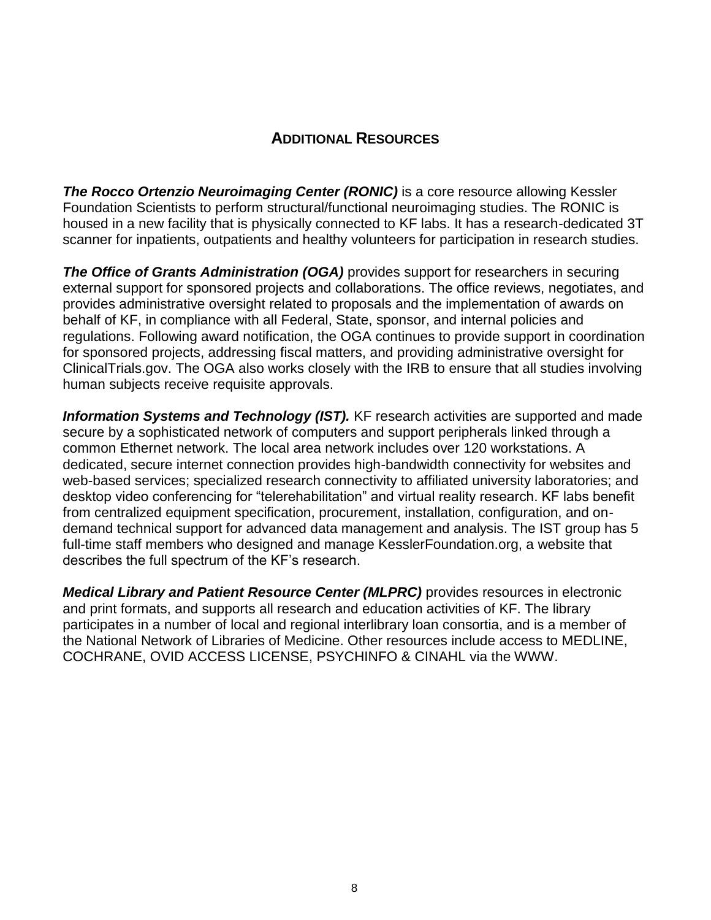## ADDITIONAL RESOURCES

***The Rocco Ortenzio Neuroimaging Center (RONIC)*** is a core resource allowing Kessler Foundation Scientists to perform structural/functional neuroimaging studies. The RONIC is housed in a new facility that is physically connected to KF labs. It has a research-dedicated 3T scanner for inpatients, outpatients and healthy volunteers for participation in research studies.

***The Office of Grants Administration (OGA)*** provides support for researchers in securing external support for sponsored projects and collaborations. The office reviews, negotiates, and provides administrative oversight related to proposals and the implementation of awards on behalf of KF, in compliance with all Federal, State, sponsor, and internal policies and regulations. Following award notification, the OGA continues to provide support in coordination for sponsored projects, addressing fiscal matters, and providing administrative oversight for ClinicalTrials.gov. The OGA also works closely with the IRB to ensure that all studies involving human subjects receive requisite approvals.

***Information Systems and Technology (IST).*** KF research activities are supported and made secure by a sophisticated network of computers and support peripherals linked through a common Ethernet network. The local area network includes over 120 workstations. A dedicated, secure internet connection provides high-bandwidth connectivity for websites and web-based services; specialized research connectivity to affiliated university laboratories; and desktop video conferencing for “telerehabilitation” and virtual reality research. KF labs benefit from centralized equipment specification, procurement, installation, configuration, and on-demand technical support for advanced data management and analysis. The IST group has 5 full-time staff members who designed and manage KesslerFoundation.org, a website that describes the full spectrum of the KF’s research.

***Medical Library and Patient Resource Center (MLPRC)*** provides resources in electronic and print formats, and supports all research and education activities of KF. The library participates in a number of local and regional interlibrary loan consortia, and is a member of the National Network of Libraries of Medicine. Other resources include access to MEDLINE, COCHRANE, OVID ACCESS LICENSE, PSYCHINFO & CINAHL via the WWW.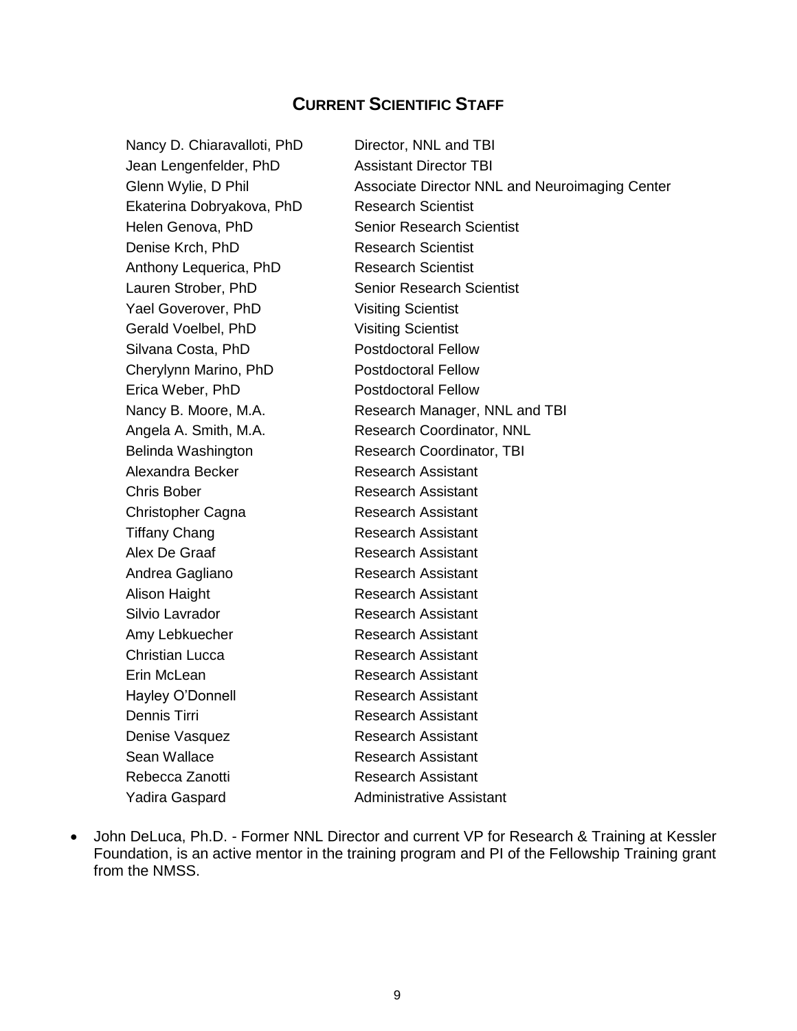## CURRENT SCIENTIFIC STAFF

| Name | Position |
|---|---|
| Nancy D. Chiaravalloti, PhD | Director, NNL and TBI |
| Jean Lengenfelder, PhD | Assistant Director TBI |
| Glenn Wylie, D Phil | Associate Director NNL and Neuroimaging Center |
| Ekaterina Dobryakova, PhD | Research Scientist |
| Helen Genova, PhD | Senior Research Scientist |
| Denise Krch, PhD | Research Scientist |
| Anthony Lequerica, PhD | Research Scientist |
| Lauren Strober, PhD | Senior Research Scientist |
| Yael Goverover, PhD | Visiting Scientist |
| Gerald Voelbel, PhD | Visiting Scientist |
| Silvana Costa, PhD | Postdoctoral Fellow |
| Cherylynn Marino, PhD | Postdoctoral Fellow |
| Erica Weber, PhD | Postdoctoral Fellow |
| Nancy B. Moore, M.A. | Research Manager, NNL and TBI |
| Angela A. Smith, M.A. | Research Coordinator, NNL |
| Belinda Washington | Research Coordinator, TBI |
| Alexandra Becker | Research Assistant |
| Chris Bober | Research Assistant |
| Christopher Cagna | Research Assistant |
| Tiffany Chang | Research Assistant |
| Alex De Graaf | Research Assistant |
| Andrea Gagliano | Research Assistant |
| Alison Haight | Research Assistant |
| Silvio Lavrador | Research Assistant |
| Amy Lebkuecher | Research Assistant |
| Christian Lucca | Research Assistant |
| Erin McLean | Research Assistant |
| Hayley O'Donnell | Research Assistant |
| Dennis Tirri | Research Assistant |
| Denise Vasquez | Research Assistant |
| Sean Wallace | Research Assistant |
| Rebecca Zanotti | Research Assistant |
| Yadira Gaspard | Administrative Assistant |

- John DeLuca, Ph.D. - Former NNL Director and current VP for Research & Training at Kessler Foundation, is an active mentor in the training program and PI of the Fellowship Training grant from the NMSS.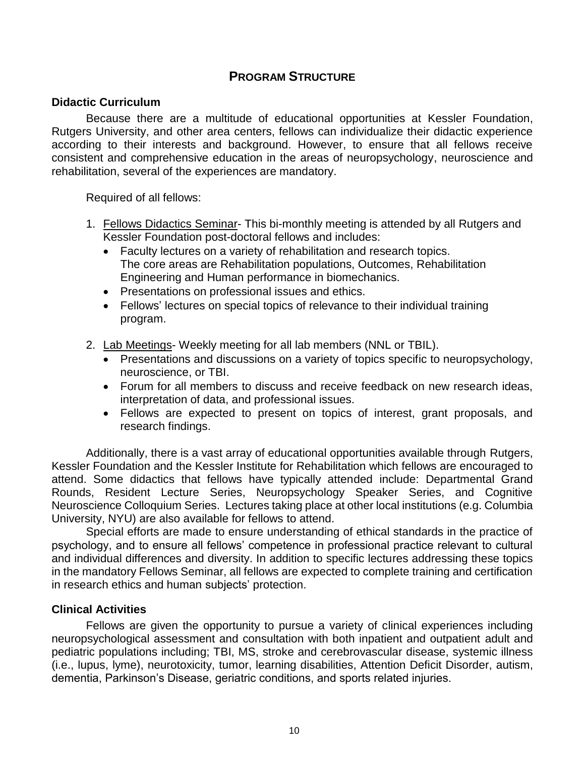## PROGRAM STRUCTURE

### Didactic Curriculum

Because there are a multitude of educational opportunities at Kessler Foundation, Rutgers University, and other area centers, fellows can individualize their didactic experience according to their interests and background. However, to ensure that all fellows receive consistent and comprehensive education in the areas of neuropsychology, neuroscience and rehabilitation, several of the experiences are mandatory.

Required of all fellows:

1. Fellows Didactics Seminar- This bi-monthly meeting is attended by all Rutgers and Kessler Foundation post-doctoral fellows and includes:
   - Faculty lectures on a variety of rehabilitation and research topics. The core areas are Rehabilitation populations, Outcomes, Rehabilitation Engineering and Human performance in biomechanics.
   - Presentations on professional issues and ethics.
   - Fellows' lectures on special topics of relevance to their individual training program.
2. Lab Meetings- Weekly meeting for all lab members (NNL or TBIL).
   - Presentations and discussions on a variety of topics specific to neuropsychology, neuroscience, or TBI.
   - Forum for all members to discuss and receive feedback on new research ideas, interpretation of data, and professional issues.
   - Fellows are expected to present on topics of interest, grant proposals, and research findings.

Additionally, there is a vast array of educational opportunities available through Rutgers, Kessler Foundation and the Kessler Institute for Rehabilitation which fellows are encouraged to attend. Some didactics that fellows have typically attended include: Departmental Grand Rounds, Resident Lecture Series, Neuropsychology Speaker Series, and Cognitive Neuroscience Colloquium Series. Lectures taking place at other local institutions (e.g. Columbia University, NYU) are also available for fellows to attend.

Special efforts are made to ensure understanding of ethical standards in the practice of psychology, and to ensure all fellows' competence in professional practice relevant to cultural and individual differences and diversity. In addition to specific lectures addressing these topics in the mandatory Fellows Seminar, all fellows are expected to complete training and certification in research ethics and human subjects' protection.

### Clinical Activities

Fellows are given the opportunity to pursue a variety of clinical experiences including neuropsychological assessment and consultation with both inpatient and outpatient adult and pediatric populations including; TBI, MS, stroke and cerebrovascular disease, systemic illness (i.e., lupus, lyme), neurotoxicity, tumor, learning disabilities, Attention Deficit Disorder, autism, dementia, Parkinson's Disease, geriatric conditions, and sports related injuries.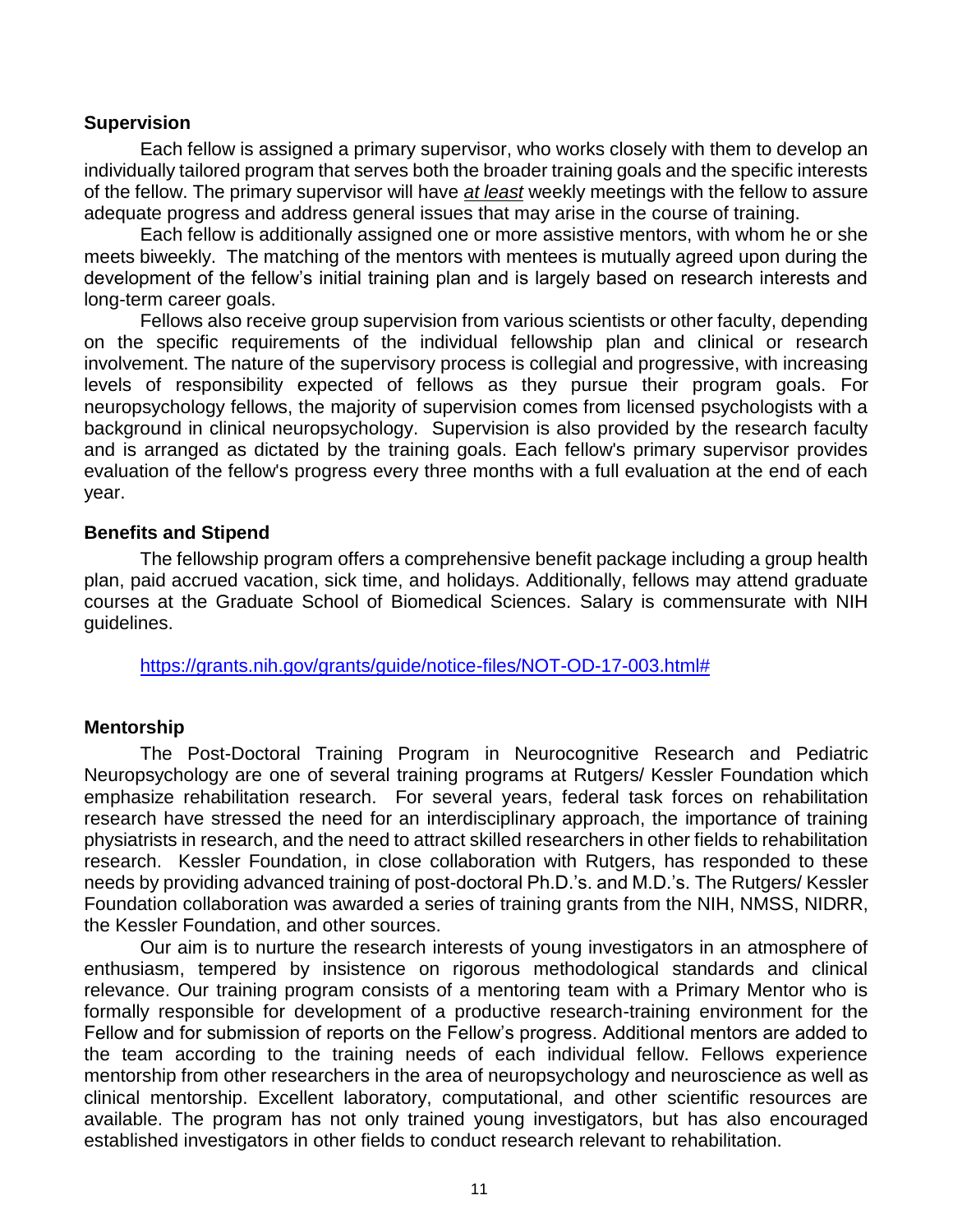### Supervision

Each fellow is assigned a primary supervisor, who works closely with them to develop an individually tailored program that serves both the broader training goals and the specific interests of the fellow. The primary supervisor will have ***at least*** weekly meetings with the fellow to assure adequate progress and address general issues that may arise in the course of training.

Each fellow is additionally assigned one or more assistive mentors, with whom he or she meets biweekly. The matching of the mentors with mentees is mutually agreed upon during the development of the fellow's initial training plan and is largely based on research interests and long-term career goals.

Fellows also receive group supervision from various scientists or other faculty, depending on the specific requirements of the individual fellowship plan and clinical or research involvement. The nature of the supervisory process is collegial and progressive, with increasing levels of responsibility expected of fellows as they pursue their program goals. For neuropsychology fellows, the majority of supervision comes from licensed psychologists with a background in clinical neuropsychology. Supervision is also provided by the research faculty and is arranged as dictated by the training goals. Each fellow's primary supervisor provides evaluation of the fellow's progress every three months with a full evaluation at the end of each year.

### Benefits and Stipend

The fellowship program offers a comprehensive benefit package including a group health plan, paid accrued vacation, sick time, and holidays. Additionally, fellows may attend graduate courses at the Graduate School of Biomedical Sciences. Salary is commensurate with NIH guidelines.

https://grants.nih.gov/grants/guide/notice-files/NOT-OD-17-003.html#

### Mentorship

The Post-Doctoral Training Program in Neurocognitive Research and Pediatric Neuropsychology are one of several training programs at Rutgers/ Kessler Foundation which emphasize rehabilitation research. For several years, federal task forces on rehabilitation research have stressed the need for an interdisciplinary approach, the importance of training physiatrists in research, and the need to attract skilled researchers in other fields to rehabilitation research. Kessler Foundation, in close collaboration with Rutgers, has responded to these needs by providing advanced training of post-doctoral Ph.D.'s. and M.D.'s. The Rutgers/ Kessler Foundation collaboration was awarded a series of training grants from the NIH, NMSS, NIDRR, the Kessler Foundation, and other sources.

Our aim is to nurture the research interests of young investigators in an atmosphere of enthusiasm, tempered by insistence on rigorous methodological standards and clinical relevance. Our training program consists of a mentoring team with a Primary Mentor who is formally responsible for development of a productive research-training environment for the Fellow and for submission of reports on the Fellow's progress. Additional mentors are added to the team according to the training needs of each individual fellow. Fellows experience mentorship from other researchers in the area of neuropsychology and neuroscience as well as clinical mentorship. Excellent laboratory, computational, and other scientific resources are available. The program has not only trained young investigators, but has also encouraged established investigators in other fields to conduct research relevant to rehabilitation.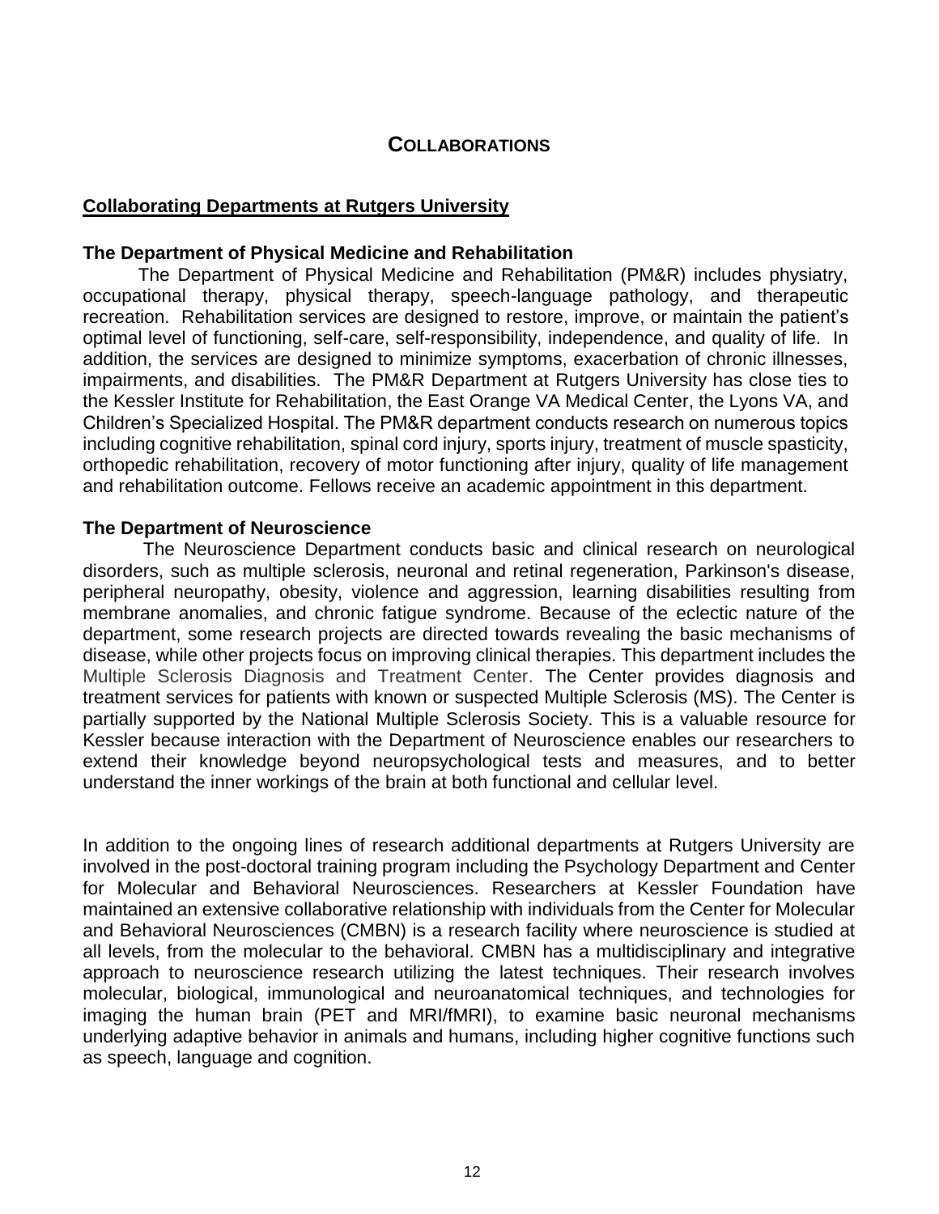## COLLABORATIONS

### Collaborating Departments at Rutgers University

**The Department of Physical Medicine and Rehabilitation**

The Department of Physical Medicine and Rehabilitation (PM&R) includes physiatry, occupational therapy, physical therapy, speech-language pathology, and therapeutic recreation. Rehabilitation services are designed to restore, improve, or maintain the patient's optimal level of functioning, self-care, self-responsibility, independence, and quality of life. In addition, the services are designed to minimize symptoms, exacerbation of chronic illnesses, impairments, and disabilities. The PM&R Department at Rutgers University has close ties to the Kessler Institute for Rehabilitation, the East Orange VA Medical Center, the Lyons VA, and Children's Specialized Hospital. The PM&R department conducts research on numerous topics including cognitive rehabilitation, spinal cord injury, sports injury, treatment of muscle spasticity, orthopedic rehabilitation, recovery of motor functioning after injury, quality of life management and rehabilitation outcome. Fellows receive an academic appointment in this department.

**The Department of Neuroscience**

The Neuroscience Department conducts basic and clinical research on neurological disorders, such as multiple sclerosis, neuronal and retinal regeneration, Parkinson's disease, peripheral neuropathy, obesity, violence and aggression, learning disabilities resulting from membrane anomalies, and chronic fatigue syndrome. Because of the eclectic nature of the department, some research projects are directed towards revealing the basic mechanisms of disease, while other projects focus on improving clinical therapies. This department includes the Multiple Sclerosis Diagnosis and Treatment Center. The Center provides diagnosis and treatment services for patients with known or suspected Multiple Sclerosis (MS). The Center is partially supported by the National Multiple Sclerosis Society. This is a valuable resource for Kessler because interaction with the Department of Neuroscience enables our researchers to extend their knowledge beyond neuropsychological tests and measures, and to better understand the inner workings of the brain at both functional and cellular level.

In addition to the ongoing lines of research additional departments at Rutgers University are involved in the post-doctoral training program including the Psychology Department and Center for Molecular and Behavioral Neurosciences. Researchers at Kessler Foundation have maintained an extensive collaborative relationship with individuals from the Center for Molecular and Behavioral Neurosciences (CMBN) is a research facility where neuroscience is studied at all levels, from the molecular to the behavioral. CMBN has a multidisciplinary and integrative approach to neuroscience research utilizing the latest techniques. Their research involves molecular, biological, immunological and neuroanatomical techniques, and technologies for imaging the human brain (PET and MRI/fMRI), to examine basic neuronal mechanisms underlying adaptive behavior in animals and humans, including higher cognitive functions such as speech, language and cognition.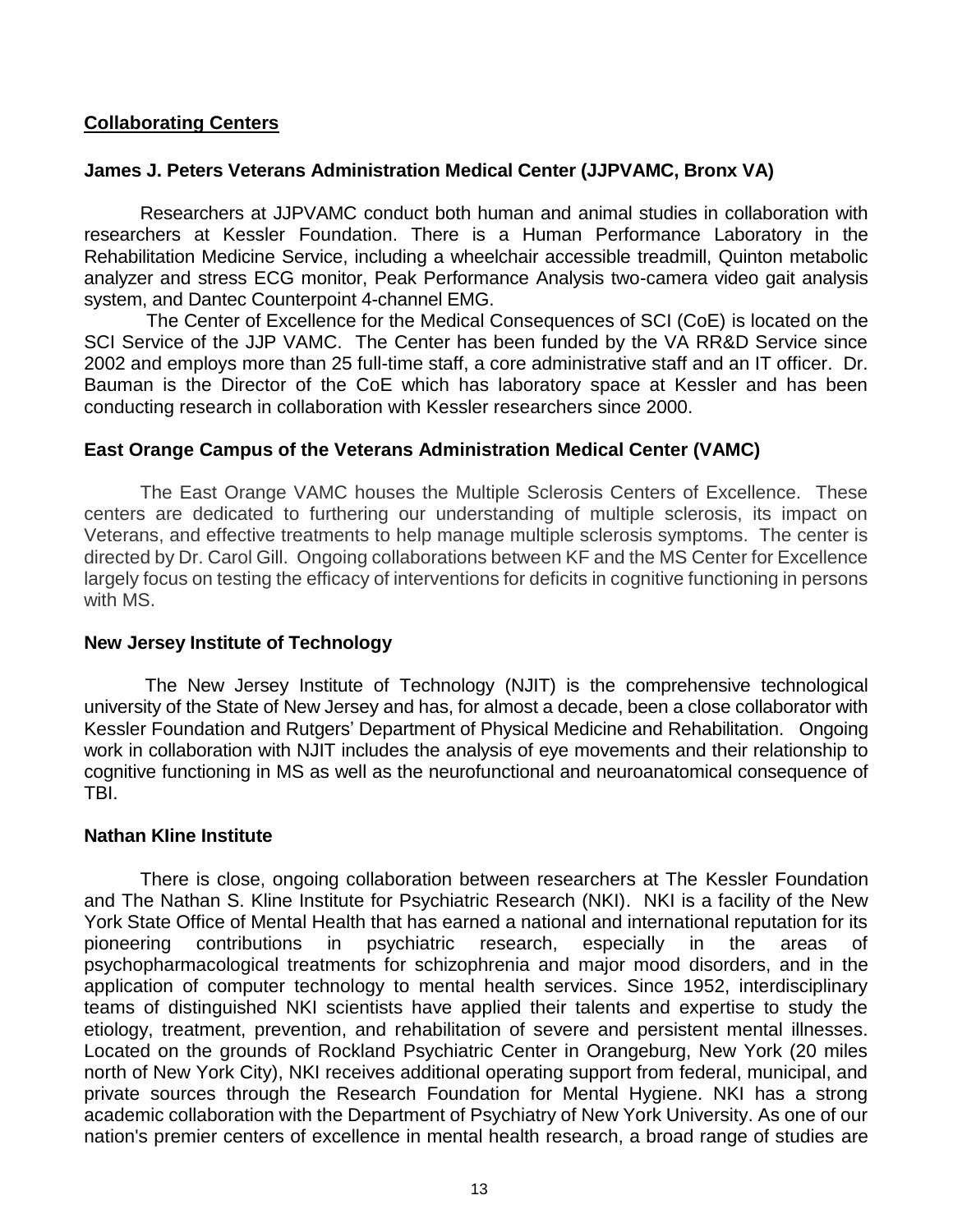## Collaborating Centers

### James J. Peters Veterans Administration Medical Center (JJPVAMC, Bronx VA)

Researchers at JJPVAMC conduct both human and animal studies in collaboration with researchers at Kessler Foundation. There is a Human Performance Laboratory in the Rehabilitation Medicine Service, including a wheelchair accessible treadmill, Quinton metabolic analyzer and stress ECG monitor, Peak Performance Analysis two-camera video gait analysis system, and Dantec Counterpoint 4-channel EMG.

The Center of Excellence for the Medical Consequences of SCI (CoE) is located on the SCI Service of the JJP VAMC. The Center has been funded by the VA RR&D Service since 2002 and employs more than 25 full-time staff, a core administrative staff and an IT officer. Dr. Bauman is the Director of the CoE which has laboratory space at Kessler and has been conducting research in collaboration with Kessler researchers since 2000.

### East Orange Campus of the Veterans Administration Medical Center (VAMC)

The East Orange VAMC houses the Multiple Sclerosis Centers of Excellence. These centers are dedicated to furthering our understanding of multiple sclerosis, its impact on Veterans, and effective treatments to help manage multiple sclerosis symptoms. The center is directed by Dr. Carol Gill. Ongoing collaborations between KF and the MS Center for Excellence largely focus on testing the efficacy of interventions for deficits in cognitive functioning in persons with MS.

### New Jersey Institute of Technology

The New Jersey Institute of Technology (NJIT) is the comprehensive technological university of the State of New Jersey and has, for almost a decade, been a close collaborator with Kessler Foundation and Rutgers' Department of Physical Medicine and Rehabilitation. Ongoing work in collaboration with NJIT includes the analysis of eye movements and their relationship to cognitive functioning in MS as well as the neurofunctional and neuroanatomical consequence of TBI.

### Nathan Kline Institute

There is close, ongoing collaboration between researchers at The Kessler Foundation and The Nathan S. Kline Institute for Psychiatric Research (NKI). NKI is a facility of the New York State Office of Mental Health that has earned a national and international reputation for its pioneering contributions in psychiatric research, especially in the areas of psychopharmacological treatments for schizophrenia and major mood disorders, and in the application of computer technology to mental health services. Since 1952, interdisciplinary teams of distinguished NKI scientists have applied their talents and expertise to study the etiology, treatment, prevention, and rehabilitation of severe and persistent mental illnesses. Located on the grounds of Rockland Psychiatric Center in Orangeburg, New York (20 miles north of New York City), NKI receives additional operating support from federal, municipal, and private sources through the Research Foundation for Mental Hygiene. NKI has a strong academic collaboration with the Department of Psychiatry of New York University. As one of our nation's premier centers of excellence in mental health research, a broad range of studies are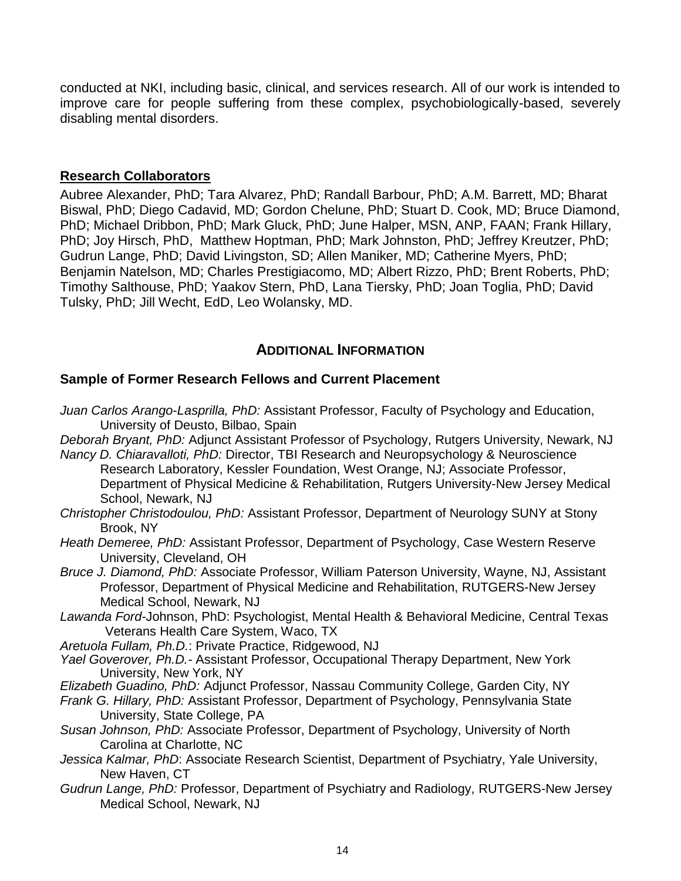conducted at NKI, including basic, clinical, and services research. All of our work is intended to improve care for people suffering from these complex, psychobiologically-based, severely disabling mental disorders.

### Research Collaborators

Aubree Alexander, PhD; Tara Alvarez, PhD; Randall Barbour, PhD; A.M. Barrett, MD; Bharat Biswal, PhD; Diego Cadavid, MD; Gordon Chelune, PhD; Stuart D. Cook, MD; Bruce Diamond, PhD; Michael Dribbon, PhD; Mark Gluck, PhD; June Halper, MSN, ANP, FAAN; Frank Hillary, PhD; Joy Hirsch, PhD, Matthew Hoptman, PhD; Mark Johnston, PhD; Jeffrey Kreutzer, PhD; Gudrun Lange, PhD; David Livingston, SD; Allen Maniker, MD; Catherine Myers, PhD; Benjamin Natelson, MD; Charles Prestigiacomo, MD; Albert Rizzo, PhD; Brent Roberts, PhD; Timothy Salthouse, PhD; Yaakov Stern, PhD, Lana Tiersky, PhD; Joan Toglia, PhD; David Tulsky, PhD; Jill Wecht, EdD, Leo Wolansky, MD.

## Additional Information

### Sample of Former Research Fellows and Current Placement

*Juan Carlos Arango-Lasprilla, PhD:* Assistant Professor, Faculty of Psychology and Education, University of Deusto, Bilbao, Spain

*Deborah Bryant, PhD:* Adjunct Assistant Professor of Psychology, Rutgers University, Newark, NJ

*Nancy D. Chiaravalloti, PhD:* Director, TBI Research and Neuropsychology & Neuroscience Research Laboratory, Kessler Foundation, West Orange, NJ; Associate Professor, Department of Physical Medicine & Rehabilitation, Rutgers University-New Jersey Medical School, Newark, NJ

*Christopher Christodoulou, PhD:* Assistant Professor, Department of Neurology SUNY at Stony Brook, NY

*Heath Demeree, PhD:* Assistant Professor, Department of Psychology, Case Western Reserve University, Cleveland, OH

*Bruce J. Diamond, PhD:* Associate Professor, William Paterson University, Wayne, NJ, Assistant Professor, Department of Physical Medicine and Rehabilitation, RUTGERS-New Jersey Medical School, Newark, NJ

*Lawanda Ford*-Johnson, PhD: Psychologist, Mental Health & Behavioral Medicine, Central Texas Veterans Health Care System, Waco, TX

*Aretuola Fullam, Ph.D.*: Private Practice, Ridgewood, NJ

*Yael Goverover, Ph.D.-* Assistant Professor, Occupational Therapy Department, New York University, New York, NY

*Elizabeth Guadino, PhD:* Adjunct Professor, Nassau Community College, Garden City, NY

*Frank G. Hillary, PhD:* Assistant Professor, Department of Psychology, Pennsylvania State University, State College, PA

*Susan Johnson, PhD:* Associate Professor, Department of Psychology, University of North Carolina at Charlotte, NC

*Jessica Kalmar, PhD*: Associate Research Scientist, Department of Psychiatry, Yale University, New Haven, CT

*Gudrun Lange, PhD:* Professor, Department of Psychiatry and Radiology, RUTGERS-New Jersey Medical School, Newark, NJ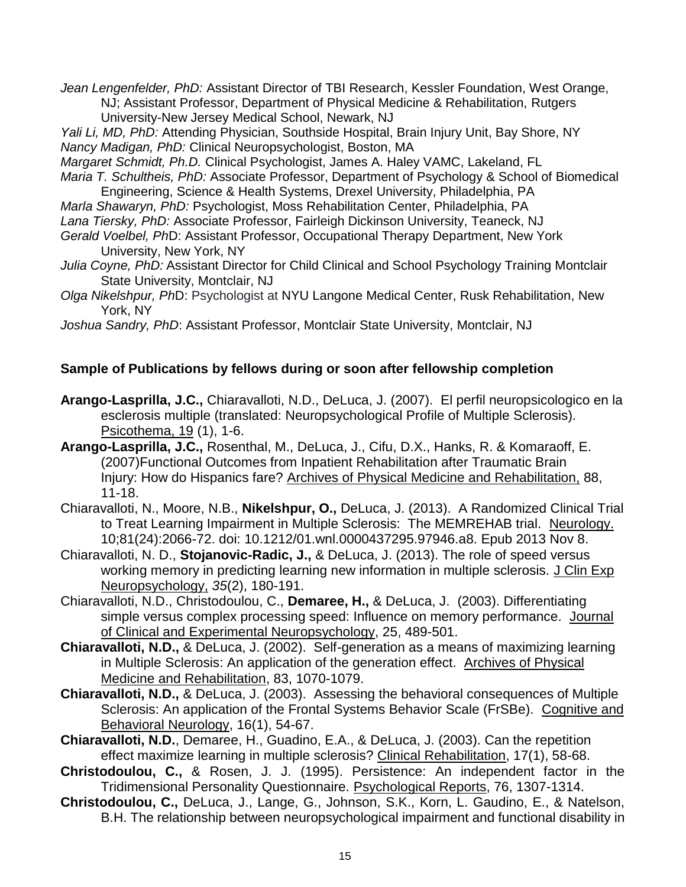*Jean Lengenfelder, PhD:* Assistant Director of TBI Research, Kessler Foundation, West Orange, NJ; Assistant Professor, Department of Physical Medicine & Rehabilitation, Rutgers University-New Jersey Medical School, Newark, NJ

*Yali Li, MD, PhD:* Attending Physician, Southside Hospital, Brain Injury Unit, Bay Shore, NY

*Nancy Madigan, PhD:* Clinical Neuropsychologist, Boston, MA

*Margaret Schmidt, Ph.D.* Clinical Psychologist, James A. Haley VAMC, Lakeland, FL

*Maria T. Schultheis, PhD:* Associate Professor, Department of Psychology & School of Biomedical Engineering, Science & Health Systems, Drexel University, Philadelphia, PA

*Marla Shawaryn, PhD:* Psychologist, Moss Rehabilitation Center, Philadelphia, PA

*Lana Tiersky, PhD:* Associate Professor, Fairleigh Dickinson University, Teaneck, NJ

*Gerald Voelbel, Ph*D: Assistant Professor, Occupational Therapy Department, New York University, New York, NY

*Julia Coyne, PhD:* Assistant Director for Child Clinical and School Psychology Training Montclair State University, Montclair, NJ

*Olga Nikelshpur, Ph*D: Psychologist at NYU Langone Medical Center, Rusk Rehabilitation, New York, NY

*Joshua Sandry, PhD*: Assistant Professor, Montclair State University, Montclair, NJ

**Sample of Publications by fellows during or soon after fellowship completion**

**Arango-Lasprilla, J.C.,** Chiaravalloti, N.D., DeLuca, J. (2007). El perfil neuropsicologico en la esclerosis multiple (translated: Neuropsychological Profile of Multiple Sclerosis). Psicothema, 19 (1), 1-6.

**Arango-Lasprilla, J.C.,** Rosenthal, M., DeLuca, J., Cifu, D.X., Hanks, R. & Komaraoff, E. (2007)Functional Outcomes from Inpatient Rehabilitation after Traumatic Brain Injury: How do Hispanics fare? Archives of Physical Medicine and Rehabilitation, 88, 11-18.

Chiaravalloti, N., Moore, N.B., **Nikelshpur, O.,** DeLuca, J. (2013). A Randomized Clinical Trial to Treat Learning Impairment in Multiple Sclerosis: The MEMREHAB trial. Neurology. 10;81(24):2066-72. doi: 10.1212/01.wnl.0000437295.97946.a8. Epub 2013 Nov 8.

Chiaravalloti, N. D., **Stojanovic-Radic, J.,** & DeLuca, J. (2013). The role of speed versus working memory in predicting learning new information in multiple sclerosis. J Clin Exp Neuropsychology, *35*(2), 180-191.

Chiaravalloti, N.D., Christodoulou, C., **Demaree, H.,** & DeLuca, J. (2003). Differentiating simple versus complex processing speed: Influence on memory performance. Journal of Clinical and Experimental Neuropsychology, 25, 489-501.

**Chiaravalloti, N.D.,** & DeLuca, J. (2002). Self-generation as a means of maximizing learning in Multiple Sclerosis: An application of the generation effect. Archives of Physical Medicine and Rehabilitation, 83, 1070-1079.

**Chiaravalloti, N.D.,** & DeLuca, J. (2003). Assessing the behavioral consequences of Multiple Sclerosis: An application of the Frontal Systems Behavior Scale (FrSBe). Cognitive and Behavioral Neurology, 16(1), 54-67.

**Chiaravalloti, N.D.**, Demaree, H., Guadino, E.A., & DeLuca, J. (2003). Can the repetition effect maximize learning in multiple sclerosis? Clinical Rehabilitation, 17(1), 58-68.

**Christodoulou, C.,** & Rosen, J. J. (1995). Persistence: An independent factor in the Tridimensional Personality Questionnaire. Psychological Reports, 76, 1307-1314.

**Christodoulou, C.,** DeLuca, J., Lange, G., Johnson, S.K., Korn, L. Gaudino, E., & Natelson, B.H. The relationship between neuropsychological impairment and functional disability in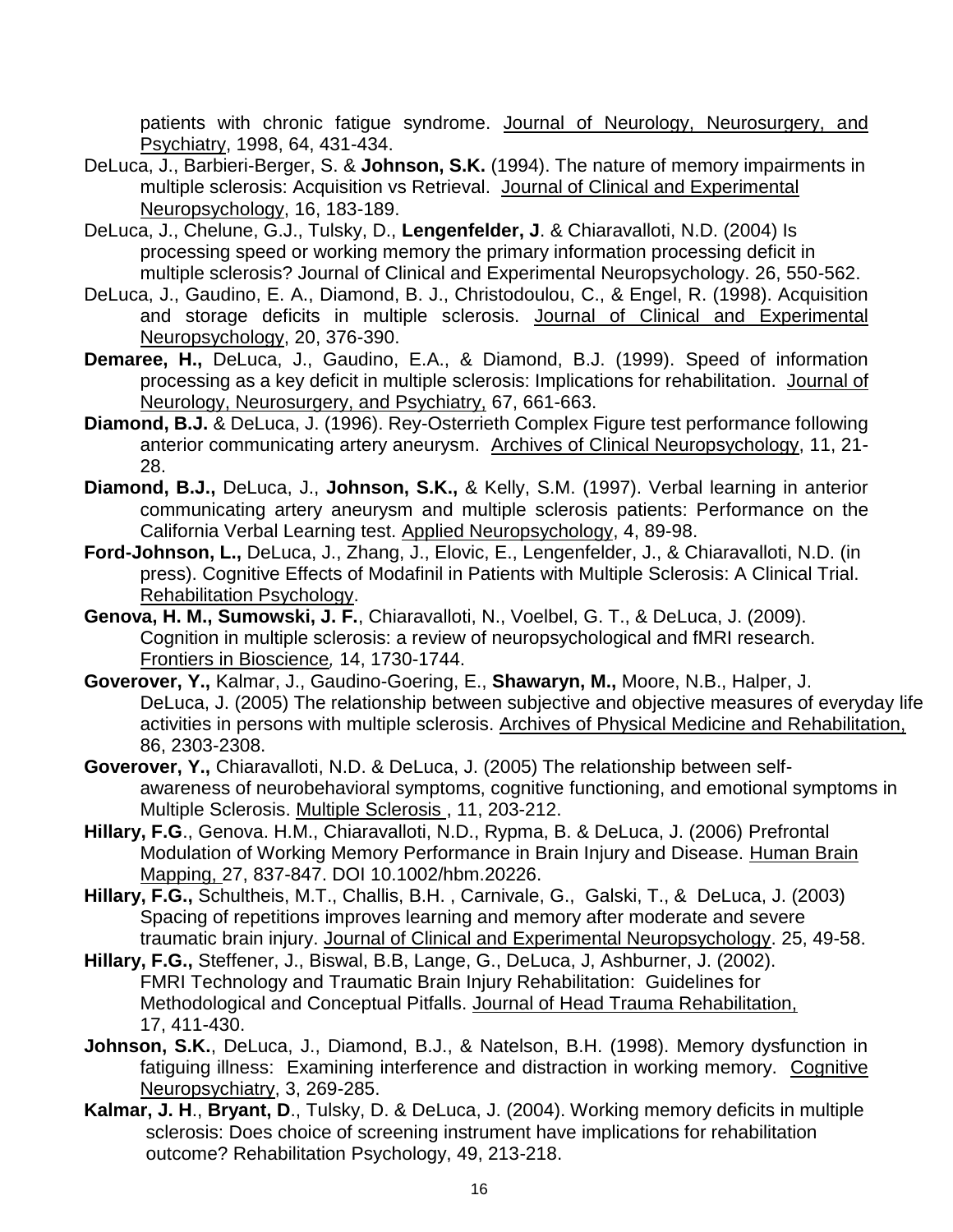patients with chronic fatigue syndrome. Journal of Neurology, Neurosurgery, and Psychiatry, 1998, 64, 431-434.

DeLuca, J., Barbieri-Berger, S. & **Johnson, S.K.** (1994). The nature of memory impairments in multiple sclerosis: Acquisition vs Retrieval. Journal of Clinical and Experimental Neuropsychology, 16, 183-189.

DeLuca, J., Chelune, G.J., Tulsky, D., **Lengenfelder, J**. & Chiaravalloti, N.D. (2004) Is processing speed or working memory the primary information processing deficit in multiple sclerosis? Journal of Clinical and Experimental Neuropsychology. 26, 550-562.

DeLuca, J., Gaudino, E. A., Diamond, B. J., Christodoulou, C., & Engel, R. (1998). Acquisition and storage deficits in multiple sclerosis. Journal of Clinical and Experimental Neuropsychology, 20, 376-390.

**Demaree, H.,** DeLuca, J., Gaudino, E.A., & Diamond, B.J. (1999). Speed of information processing as a key deficit in multiple sclerosis: Implications for rehabilitation. Journal of Neurology, Neurosurgery, and Psychiatry, 67, 661-663.

**Diamond, B.J.** & DeLuca, J. (1996). Rey-Osterrieth Complex Figure test performance following anterior communicating artery aneurysm. Archives of Clinical Neuropsychology, 11, 21-28.

**Diamond, B.J.,** DeLuca, J., **Johnson, S.K.,** & Kelly, S.M. (1997). Verbal learning in anterior communicating artery aneurysm and multiple sclerosis patients: Performance on the California Verbal Learning test. Applied Neuropsychology, 4, 89-98.

**Ford-Johnson, L.,** DeLuca, J., Zhang, J., Elovic, E., Lengenfelder, J., & Chiaravalloti, N.D. (in press). Cognitive Effects of Modafinil in Patients with Multiple Sclerosis: A Clinical Trial. Rehabilitation Psychology.

**Genova, H. M., Sumowski, J. F.**, Chiaravalloti, N., Voelbel, G. T., & DeLuca, J. (2009). Cognition in multiple sclerosis: a review of neuropsychological and fMRI research. *Frontiers in Bioscience,* 14, 1730-1744.

**Goverover, Y.,** Kalmar, J., Gaudino-Goering, E., **Shawaryn, M.,** Moore, N.B., Halper, J. DeLuca, J. (2005) The relationship between subjective and objective measures of everyday life activities in persons with multiple sclerosis. Archives of Physical Medicine and Rehabilitation, 86, 2303-2308.

**Goverover, Y.,** Chiaravalloti, N.D. & DeLuca, J. (2005) The relationship between self-awareness of neurobehavioral symptoms, cognitive functioning, and emotional symptoms in Multiple Sclerosis. Multiple Sclerosis , 11, 203-212.

**Hillary, F.G**., Genova. H.M., Chiaravalloti, N.D., Rypma, B. & DeLuca, J. (2006) Prefrontal Modulation of Working Memory Performance in Brain Injury and Disease. Human Brain Mapping, 27, 837-847. DOI 10.1002/hbm.20226.

**Hillary, F.G.,** Schultheis, M.T., Challis, B.H. , Carnivale, G., Galski, T., & DeLuca, J. (2003) Spacing of repetitions improves learning and memory after moderate and severe traumatic brain injury. Journal of Clinical and Experimental Neuropsychology. 25, 49-58.

**Hillary, F.G.,** Steffener, J., Biswal, B.B, Lange, G., DeLuca, J, Ashburner, J. (2002). FMRI Technology and Traumatic Brain Injury Rehabilitation: Guidelines for Methodological and Conceptual Pitfalls. Journal of Head Trauma Rehabilitation, 17, 411-430.

**Johnson, S.K.**, DeLuca, J., Diamond, B.J., & Natelson, B.H. (1998). Memory dysfunction in fatiguing illness: Examining interference and distraction in working memory. Cognitive Neuropsychiatry, 3, 269-285.

**Kalmar, J. H**., **Bryant, D**., Tulsky, D. & DeLuca, J. (2004). Working memory deficits in multiple sclerosis: Does choice of screening instrument have implications for rehabilitation outcome? Rehabilitation Psychology, 49, 213-218.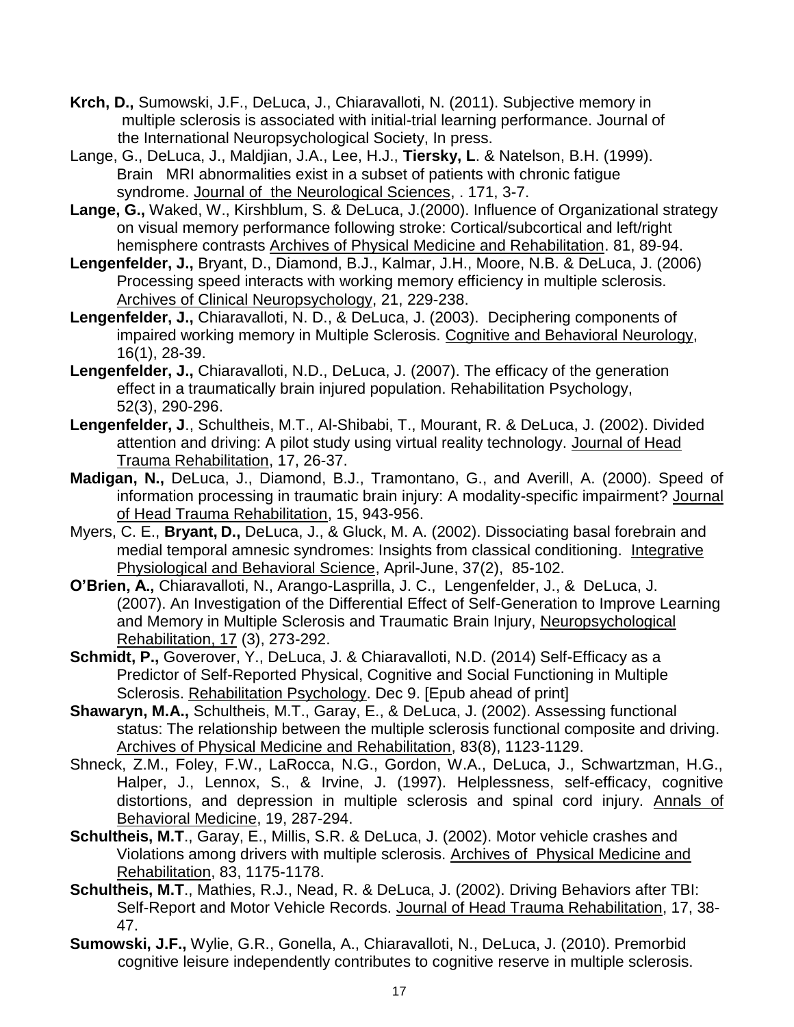**Krch, D.,** Sumowski, J.F., DeLuca, J., Chiaravalloti, N. (2011). Subjective memory in multiple sclerosis is associated with initial-trial learning performance. Journal of the International Neuropsychological Society, In press.

Lange, G., DeLuca, J., Maldjian, J.A., Lee, H.J., **Tiersky, L**. & Natelson, B.H. (1999). Brain MRI abnormalities exist in a subset of patients with chronic fatigue syndrome. Journal of the Neurological Sciences, . 171, 3-7.

**Lange, G.,** Waked, W., Kirshblum, S. & DeLuca, J.(2000). Influence of Organizational strategy on visual memory performance following stroke: Cortical/subcortical and left/right hemisphere contrasts Archives of Physical Medicine and Rehabilitation. 81, 89-94.

**Lengenfelder, J.,** Bryant, D., Diamond, B.J., Kalmar, J.H., Moore, N.B. & DeLuca, J. (2006) Processing speed interacts with working memory efficiency in multiple sclerosis. Archives of Clinical Neuropsychology, 21, 229-238.

**Lengenfelder, J.,** Chiaravalloti, N. D., & DeLuca, J. (2003). Deciphering components of impaired working memory in Multiple Sclerosis. Cognitive and Behavioral Neurology, 16(1), 28-39.

**Lengenfelder, J.,** Chiaravalloti, N.D., DeLuca, J. (2007). The efficacy of the generation effect in a traumatically brain injured population. Rehabilitation Psychology, 52(3), 290-296.

**Lengenfelder, J**., Schultheis, M.T., Al-Shibabi, T., Mourant, R. & DeLuca, J. (2002). Divided attention and driving: A pilot study using virtual reality technology. Journal of Head Trauma Rehabilitation, 17, 26-37.

**Madigan, N.,** DeLuca, J., Diamond, B.J., Tramontano, G., and Averill, A. (2000). Speed of information processing in traumatic brain injury: A modality-specific impairment? Journal of Head Trauma Rehabilitation, 15, 943-956.

Myers, C. E., **Bryant, D.,** DeLuca, J., & Gluck, M. A. (2002). Dissociating basal forebrain and medial temporal amnesic syndromes: Insights from classical conditioning. Integrative Physiological and Behavioral Science, April-June, 37(2), 85-102.

**O'Brien, A.,** Chiaravalloti, N., Arango-Lasprilla, J. C., Lengenfelder, J., & DeLuca, J. (2007). An Investigation of the Differential Effect of Self-Generation to Improve Learning and Memory in Multiple Sclerosis and Traumatic Brain Injury, Neuropsychological Rehabilitation, 17 (3), 273-292.

**Schmidt, P.,** Goverover, Y., DeLuca, J. & Chiaravalloti, N.D. (2014) Self-Efficacy as a Predictor of Self-Reported Physical, Cognitive and Social Functioning in Multiple Sclerosis. Rehabilitation Psychology. Dec 9. [Epub ahead of print]

**Shawaryn, M.A.,** Schultheis, M.T., Garay, E., & DeLuca, J. (2002). Assessing functional status: The relationship between the multiple sclerosis functional composite and driving. Archives of Physical Medicine and Rehabilitation, 83(8), 1123-1129.

Shneck, Z.M., Foley, F.W., LaRocca, N.G., Gordon, W.A., DeLuca, J., Schwartzman, H.G., Halper, J., Lennox, S., & Irvine, J. (1997). Helplessness, self-efficacy, cognitive distortions, and depression in multiple sclerosis and spinal cord injury. Annals of Behavioral Medicine, 19, 287-294.

**Schultheis, M.T**., Garay, E., Millis, S.R. & DeLuca, J. (2002). Motor vehicle crashes and Violations among drivers with multiple sclerosis. Archives of Physical Medicine and Rehabilitation, 83, 1175-1178.

**Schultheis, M.T**., Mathies, R.J., Nead, R. & DeLuca, J. (2002). Driving Behaviors after TBI: Self-Report and Motor Vehicle Records. Journal of Head Trauma Rehabilitation, 17, 38-47.

**Sumowski, J.F.,** Wylie, G.R., Gonella, A., Chiaravalloti, N., DeLuca, J. (2010). Premorbid cognitive leisure independently contributes to cognitive reserve in multiple sclerosis.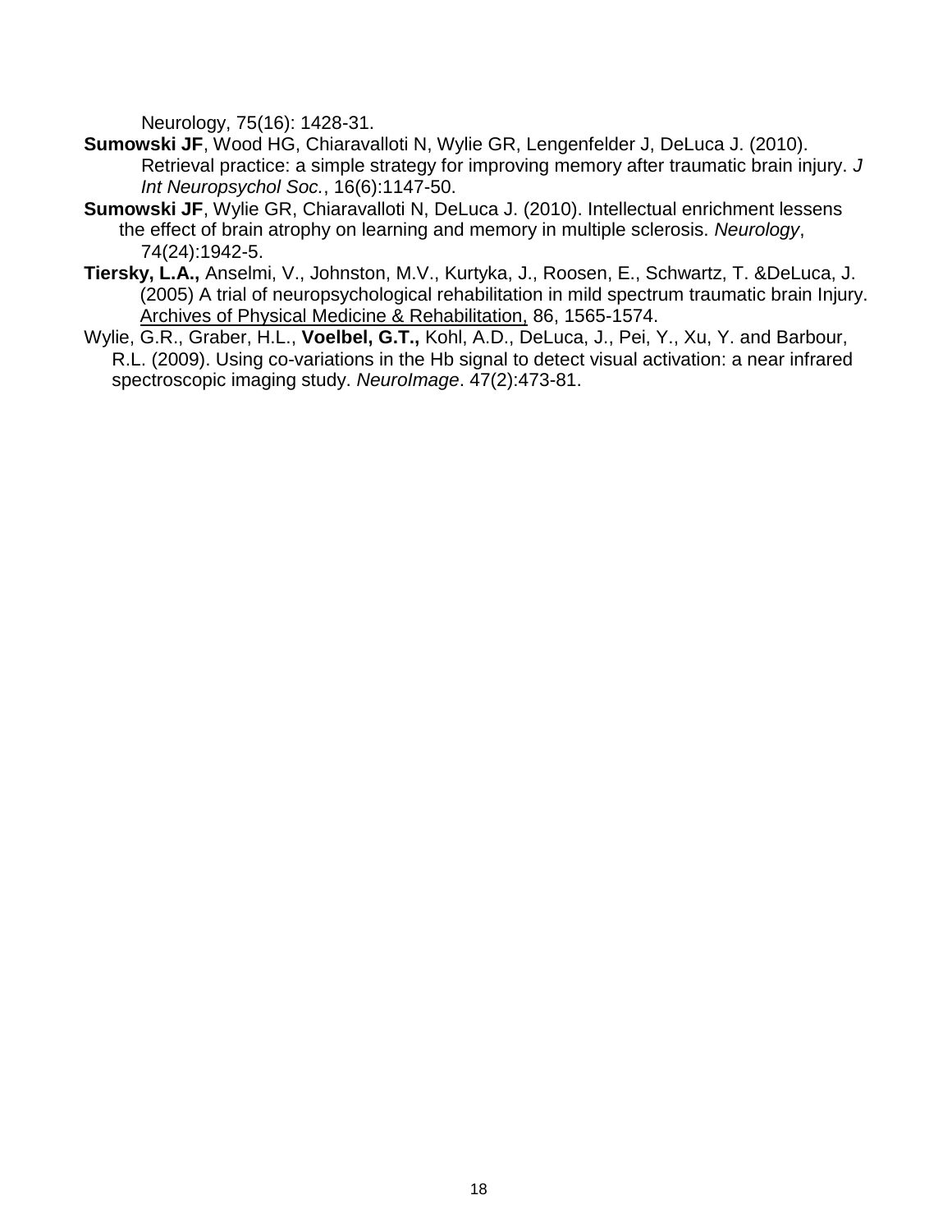Neurology, 75(16): 1428-31.

**Sumowski JF**, Wood HG, Chiaravalloti N, Wylie GR, Lengenfelder J, DeLuca J. (2010). Retrieval practice: a simple strategy for improving memory after traumatic brain injury. *J Int Neuropsychol Soc.*, 16(6):1147-50.

**Sumowski JF**, Wylie GR, Chiaravalloti N, DeLuca J. (2010). Intellectual enrichment lessens the effect of brain atrophy on learning and memory in multiple sclerosis. *Neurology*, 74(24):1942-5.

**Tiersky, L.A.,** Anselmi, V., Johnston, M.V., Kurtyka, J., Roosen, E., Schwartz, T. &DeLuca, J. (2005) A trial of neuropsychological rehabilitation in mild spectrum traumatic brain Injury. Archives of Physical Medicine & Rehabilitation, 86, 1565-1574.

Wylie, G.R., Graber, H.L., **Voelbel, G.T.,** Kohl, A.D., DeLuca, J., Pei, Y., Xu, Y. and Barbour, R.L. (2009). Using co-variations in the Hb signal to detect visual activation: a near infrared spectroscopic imaging study. *NeuroImage*. 47(2):473-81.